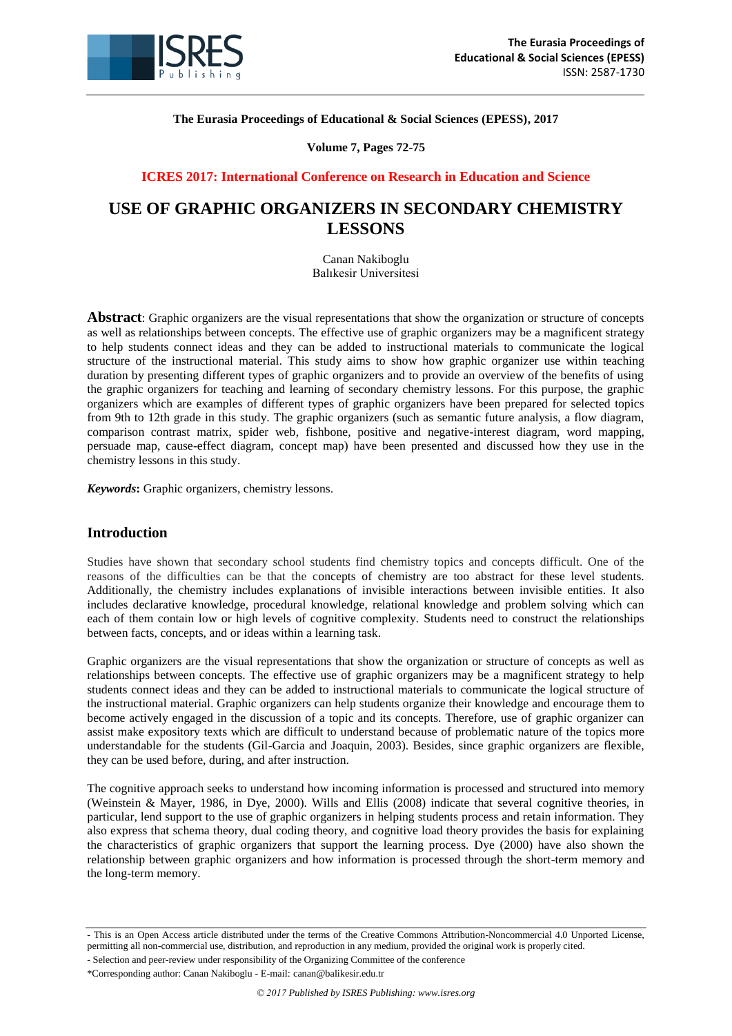**The Eurasia Proceedings of Educational & Social Sciences (EPESS), 2017**

**Volume 7, Pages 72-75**

**ICRES 2017: International Conference on Research in Education and Science**

# USE OF GRAPHIC ORGANIZERS IN SECONDARY CHEMISTRY LESSONS

Canan Nakiboglu
Balıkesir Universitesi

**Abstract**: Graphic organizers are the visual representations that show the organization or structure of concepts as well as relationships between concepts. The effective use of graphic organizers may be a magnificent strategy to help students connect ideas and they can be added to instructional materials to communicate the logical structure of the instructional material. This study aims to show how graphic organizer use within teaching duration by presenting different types of graphic organizers and to provide an overview of the benefits of using the graphic organizers for teaching and learning of secondary chemistry lessons. For this purpose, the graphic organizers which are examples of different types of graphic organizers have been prepared for selected topics from 9th to 12th grade in this study. The graphic organizers (such as semantic future analysis, a flow diagram, comparison contrast matrix, spider web, fishbone, positive and negative-interest diagram, word mapping, persuade map, cause-effect diagram, concept map) have been presented and discussed how they use in the chemistry lessons in this study.

***Keywords*****:** Graphic organizers, chemistry lessons.

## Introduction

Studies have shown that secondary school students find chemistry topics and concepts difficult. One of the reasons of the difficulties can be that the concepts of chemistry are too abstract for these level students. Additionally, the chemistry includes explanations of invisible interactions between invisible entities. It also includes declarative knowledge, procedural knowledge, relational knowledge and problem solving which can each of them contain low or high levels of cognitive complexity. Students need to construct the relationships between facts, concepts, and or ideas within a learning task.

Graphic organizers are the visual representations that show the organization or structure of concepts as well as relationships between concepts. The effective use of graphic organizers may be a magnificent strategy to help students connect ideas and they can be added to instructional materials to communicate the logical structure of the instructional material. Graphic organizers can help students organize their knowledge and encourage them to become actively engaged in the discussion of a topic and its concepts. Therefore, use of graphic organizer can assist make expository texts which are difficult to understand because of problematic nature of the topics more understandable for the students (Gil-Garcia and Joaquin, 2003). Besides, since graphic organizers are flexible, they can be used before, during, and after instruction.

The cognitive approach seeks to understand how incoming information is processed and structured into memory (Weinstein & Mayer, 1986, in Dye, 2000). Wills and Ellis (2008) indicate that several cognitive theories, in particular, lend support to the use of graphic organizers in helping students process and retain information. They also express that schema theory, dual coding theory, and cognitive load theory provides the basis for explaining the characteristics of graphic organizers that support the learning process. Dye (2000) have also shown the relationship between graphic organizers and how information is processed through the short-term memory and the long-term memory.

- This is an Open Access article distributed under the terms of the Creative Commons Attribution-Noncommercial 4.0 Unported License, permitting all non-commercial use, distribution, and reproduction in any medium, provided the original work is properly cited.

- Selection and peer-review under responsibility of the Organizing Committee of the conference

*Corresponding author: Canan Nakiboglu - E-mail: canan@balikesir.edu.tr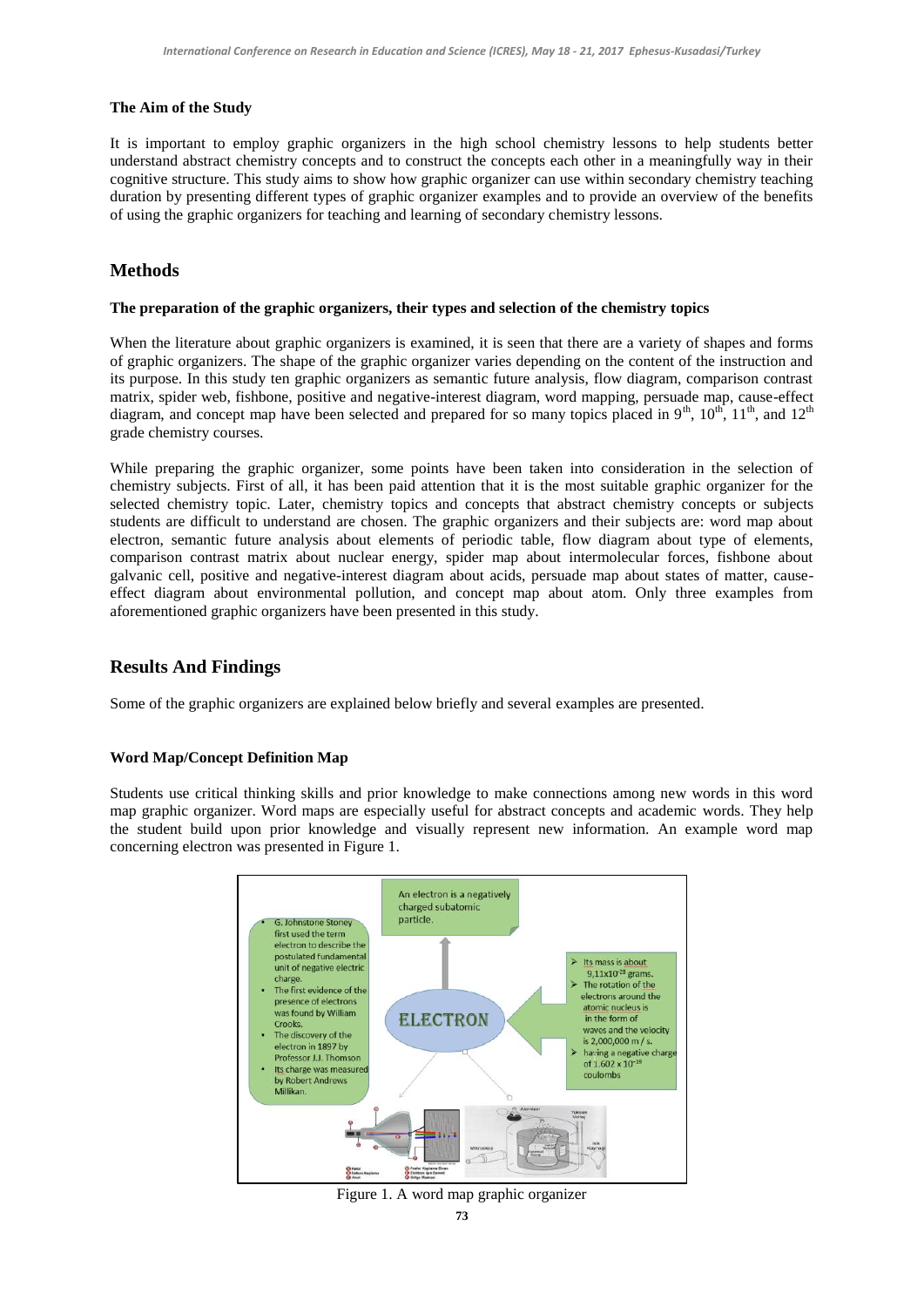### The Aim of the Study

It is important to employ graphic organizers in the high school chemistry lessons to help students better understand abstract chemistry concepts and to construct the concepts each other in a meaningfully way in their cognitive structure. This study aims to show how graphic organizer can use within secondary chemistry teaching duration by presenting different types of graphic organizer examples and to provide an overview of the benefits of using the graphic organizers for teaching and learning of secondary chemistry lessons.

## Methods

### The preparation of the graphic organizers, their types and selection of the chemistry topics

When the literature about graphic organizers is examined, it is seen that there are a variety of shapes and forms of graphic organizers. The shape of the graphic organizer varies depending on the content of the instruction and its purpose. In this study ten graphic organizers as semantic future analysis, flow diagram, comparison contrast matrix, spider web, fishbone, positive and negative-interest diagram, word mapping, persuade map, cause-effect diagram, and concept map have been selected and prepared for so many topics placed in 9$^{th}$, 10$^{th}$, 11$^{th}$, and 12$^{th}$ grade chemistry courses.

While preparing the graphic organizer, some points have been taken into consideration in the selection of chemistry subjects. First of all, it has been paid attention that it is the most suitable graphic organizer for the selected chemistry topic. Later, chemistry topics and concepts that abstract chemistry concepts or subjects students are difficult to understand are chosen. The graphic organizers and their subjects are: word map about electron, semantic future analysis about elements of periodic table, flow diagram about type of elements, comparison contrast matrix about nuclear energy, spider map about intermolecular forces, fishbone about galvanic cell, positive and negative-interest diagram about acids, persuade map about states of matter, cause-effect diagram about environmental pollution, and concept map about atom. Only three examples from aforementioned graphic organizers have been presented in this study.

## Results And Findings

Some of the graphic organizers are explained below briefly and several examples are presented.

### Word Map/Concept Definition Map

Students use critical thinking skills and prior knowledge to make connections among new words in this word map graphic organizer. Word maps are especially useful for abstract concepts and academic words. They help the student build upon prior knowledge and visually represent new information. An example word map concerning electron was presented in Figure 1.

Figure 1. A word map graphic organizer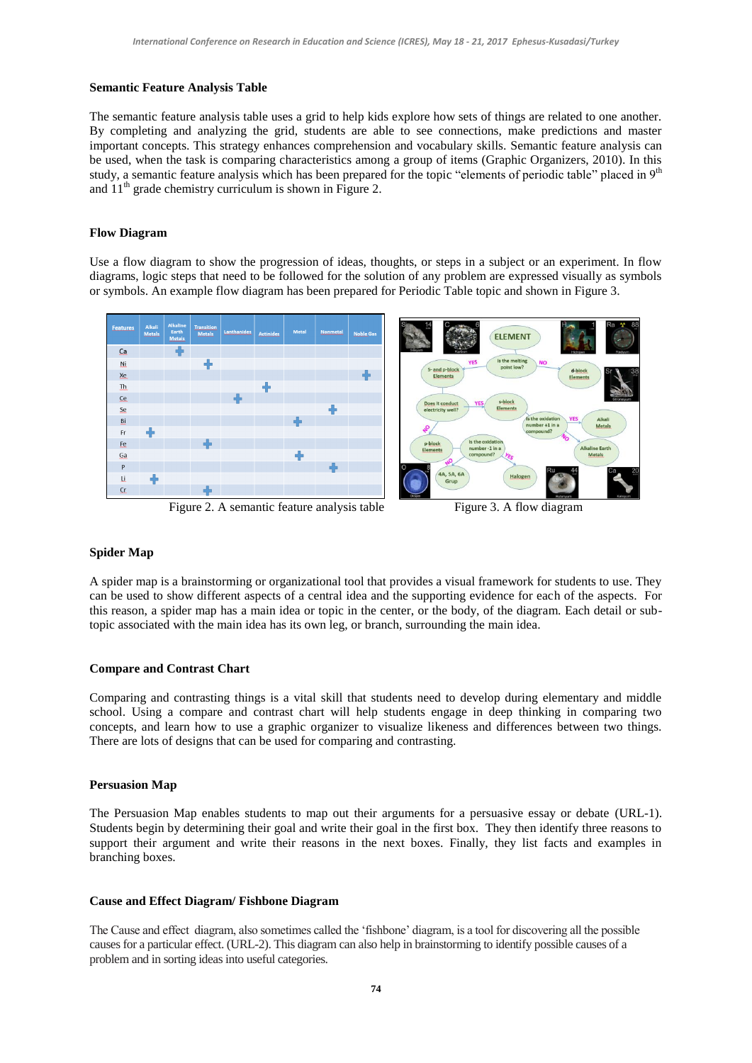### Semantic Feature Analysis Table

The semantic feature analysis table uses a grid to help kids explore how sets of things are related to one another. By completing and analyzing the grid, students are able to see connections, make predictions and master important concepts. This strategy enhances comprehension and vocabulary skills. Semantic feature analysis can be used, when the task is comparing characteristics among a group of items (Graphic Organizers, 2010). In this study, a semantic feature analysis which has been prepared for the topic "elements of periodic table" placed in 9th and 11th grade chemistry curriculum is shown in Figure 2.

### Flow Diagram

Use a flow diagram to show the progression of ideas, thoughts, or steps in a subject or an experiment. In flow diagrams, logic steps that need to be followed for the solution of any problem are expressed visually as symbols or symbols. An example flow diagram has been prepared for Periodic Table topic and shown in Figure 3.

| Features | Alkali Metals | Alkaline Earth Metals | Transition Metals | Lanthanides | Actinides | Metal | Nonmetal | Noble Gas |
|---|---|---|---|---|---|---|---|---|
| Ca | | + | | | | | | |
| Ni | | | + | | | | | |
| Xe | | | | | | | | + |
| Th | | | | | + | | | |
| Ce | | | | + | | | | |
| Se | | | | | | | + | |
| Bi | | | | | | + | | |
| Fr | + | | | | | | | |
| Fe | | | + | | | | | |
| Ga | | | | | | + | | |
| P | | | | | | | + | |
| Li | + | | | | | | | |
| Cr | | | + | | | | | |

Figure 2. A semantic feature analysis table

Figure 3. A flow diagram

### Spider Map

A spider map is a brainstorming or organizational tool that provides a visual framework for students to use. They can be used to show different aspects of a central idea and the supporting evidence for each of the aspects. For this reason, a spider map has a main idea or topic in the center, or the body, of the diagram. Each detail or sub-topic associated with the main idea has its own leg, or branch, surrounding the main idea.

### Compare and Contrast Chart

Comparing and contrasting things is a vital skill that students need to develop during elementary and middle school. Using a compare and contrast chart will help students engage in deep thinking in comparing two concepts, and learn how to use a graphic organizer to visualize likeness and differences between two things. There are lots of designs that can be used for comparing and contrasting.

### Persuasion Map

The Persuasion Map enables students to map out their arguments for a persuasive essay or debate (URL-1). Students begin by determining their goal and write their goal in the first box. They then identify three reasons to support their argument and write their reasons in the next boxes. Finally, they list facts and examples in branching boxes.

### Cause and Effect Diagram/ Fishbone Diagram

The Cause and effect diagram, also sometimes called the 'fishbone' diagram, is a tool for discovering all the possible causes for a particular effect. (URL-2). This diagram can also help in brainstorming to identify possible causes of a problem and in sorting ideas into useful categories.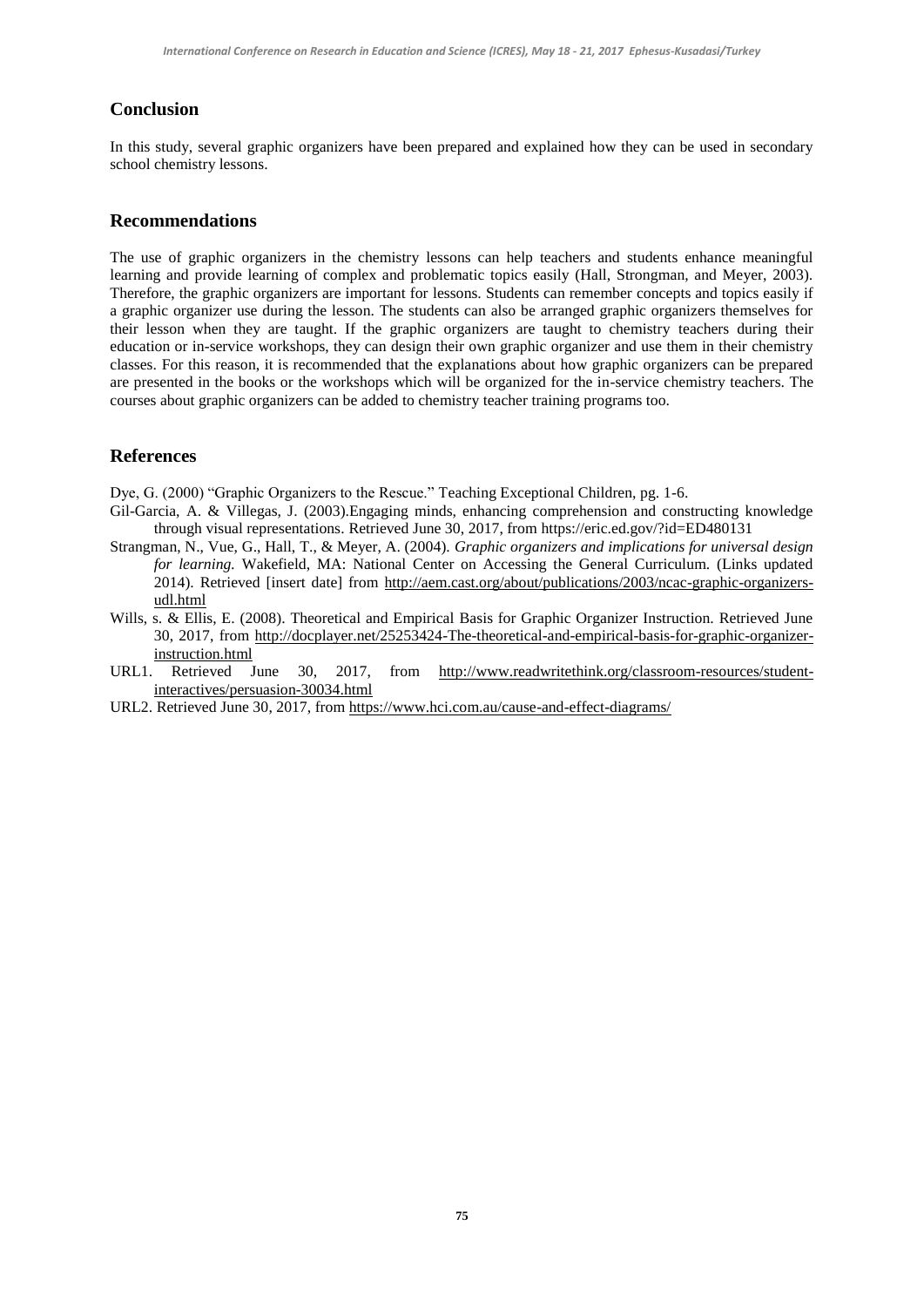## Conclusion

In this study, several graphic organizers have been prepared and explained how they can be used in secondary school chemistry lessons.

## Recommendations

The use of graphic organizers in the chemistry lessons can help teachers and students enhance meaningful learning and provide learning of complex and problematic topics easily (Hall, Strongman, and Meyer, 2003). Therefore, the graphic organizers are important for lessons. Students can remember concepts and topics easily if a graphic organizer use during the lesson. The students can also be arranged graphic organizers themselves for their lesson when they are taught. If the graphic organizers are taught to chemistry teachers during their education or in-service workshops, they can design their own graphic organizer and use them in their chemistry classes. For this reason, it is recommended that the explanations about how graphic organizers can be prepared are presented in the books or the workshops which will be organized for the in-service chemistry teachers. The courses about graphic organizers can be added to chemistry teacher training programs too.

## References

Dye, G. (2000) "Graphic Organizers to the Rescue." Teaching Exceptional Children, pg. 1-6.

Gil-Garcia, A. & Villegas, J. (2003).Engaging minds, enhancing comprehension and constructing knowledge through visual representations. Retrieved June 30, 2017, from https://eric.ed.gov/?id=ED480131

Strangman, N., Vue, G., Hall, T., & Meyer, A. (2004). *Graphic organizers and implications for universal design for learning.* Wakefield, MA: National Center on Accessing the General Curriculum. (Links updated 2014). Retrieved [insert date] from http://aem.cast.org/about/publications/2003/ncac-graphic-organizers-udl.html

Wills, s. & Ellis, E. (2008). Theoretical and Empirical Basis for Graphic Organizer Instruction. Retrieved June 30, 2017, from http://docplayer.net/25253424-The-theoretical-and-empirical-basis-for-graphic-organizer-instruction.html

URL1. Retrieved June 30, 2017, from http://www.readwritethink.org/classroom-resources/student-interactives/persuasion-30034.html

URL2. Retrieved June 30, 2017, from https://www.hci.com.au/cause-and-effect-diagrams/